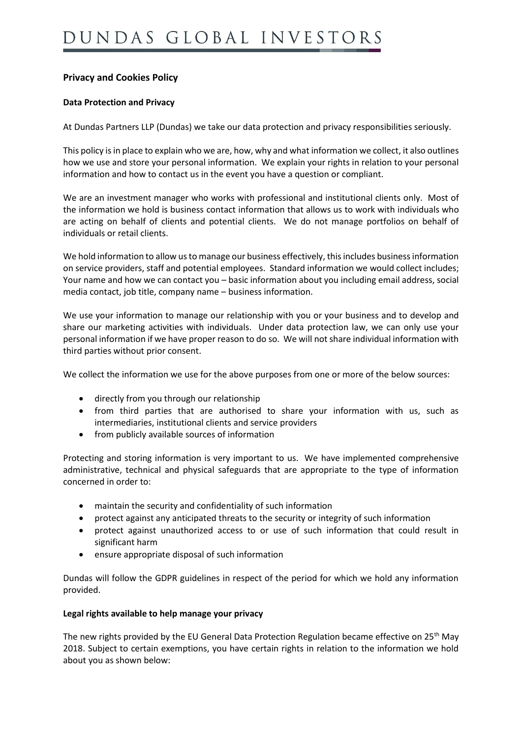# DUNDAS GLOBAL INVESTORS

## Privacy and Cookies Policy

### Data Protection and Privacy

At Dundas Partners LLP (Dundas) we take our data protection and privacy responsibilities seriously.

This policy is in place to explain who we are, how, why and what information we collect, it also outlines how we use and store your personal information. We explain your rights in relation to your personal information and how to contact us in the event you have a question or compliant.

We are an investment manager who works with professional and institutional clients only. Most of the information we hold is business contact information that allows us to work with individuals who are acting on behalf of clients and potential clients. We do not manage portfolios on behalf of individuals or retail clients.

We hold information to allow us to manage our business effectively, this includes business information on service providers, staff and potential employees. Standard information we would collect includes; Your name and how we can contact you – basic information about you including email address, social media contact, job title, company name – business information.

We use your information to manage our relationship with you or your business and to develop and share our marketing activities with individuals. Under data protection law, we can only use your personal information if we have proper reason to do so. We will not share individual information with third parties without prior consent.

We collect the information we use for the above purposes from one or more of the below sources:

- directly from you through our relationship
- from third parties that are authorised to share your information with us, such as intermediaries, institutional clients and service providers
- from publicly available sources of information

Protecting and storing information is very important to us. We have implemented comprehensive administrative, technical and physical safeguards that are appropriate to the type of information concerned in order to:

- maintain the security and confidentiality of such information
- protect against any anticipated threats to the security or integrity of such information
- protect against unauthorized access to or use of such information that could result in significant harm
- ensure appropriate disposal of such information

Dundas will follow the GDPR guidelines in respect of the period for which we hold any information provided.

### Legal rights available to help manage your privacy

The new rights provided by the EU General Data Protection Regulation became effective on 25th May 2018. Subject to certain exemptions, you have certain rights in relation to the information we hold about you as shown below: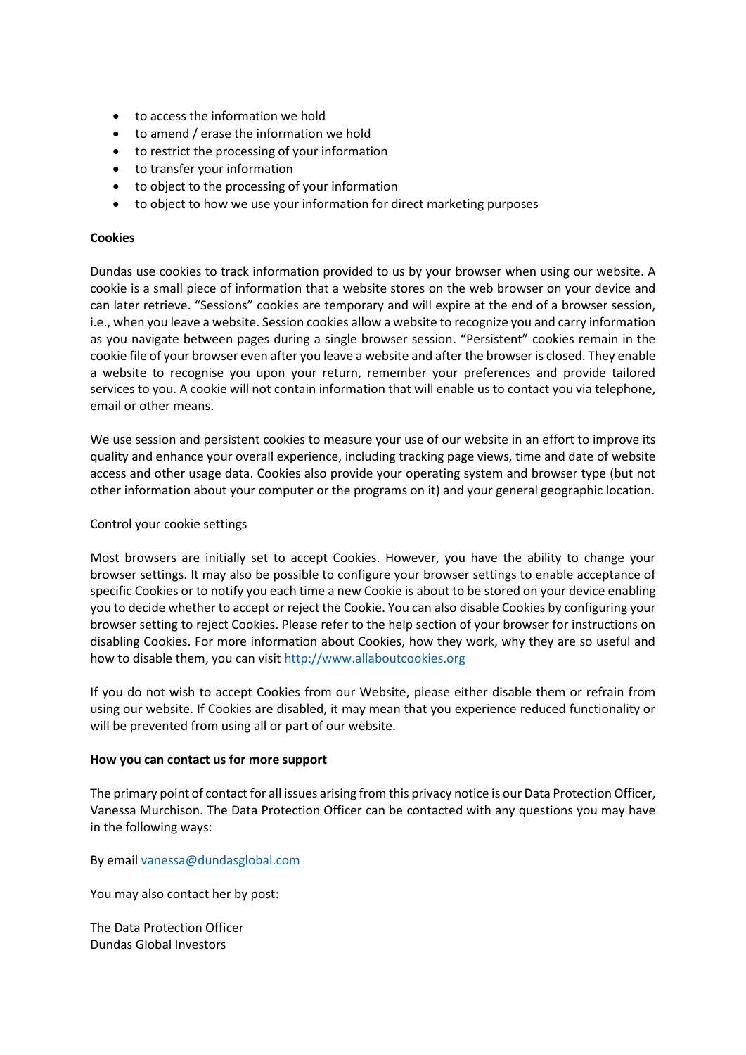- to access the information we hold
- to amend / erase the information we hold
- to restrict the processing of your information
- to transfer your information
- to object to the processing of your information
- to object to how we use your information for direct marketing purposes

**Cookies**

Dundas use cookies to track information provided to us by your browser when using our website. A cookie is a small piece of information that a website stores on the web browser on your device and can later retrieve. "Sessions" cookies are temporary and will expire at the end of a browser session, i.e., when you leave a website. Session cookies allow a website to recognize you and carry information as you navigate between pages during a single browser session. "Persistent" cookies remain in the cookie file of your browser even after you leave a website and after the browser is closed. They enable a website to recognise you upon your return, remember your preferences and provide tailored services to you. A cookie will not contain information that will enable us to contact you via telephone, email or other means.

We use session and persistent cookies to measure your use of our website in an effort to improve its quality and enhance your overall experience, including tracking page views, time and date of website access and other usage data. Cookies also provide your operating system and browser type (but not other information about your computer or the programs on it) and your general geographic location.

Control your cookie settings

Most browsers are initially set to accept Cookies. However, you have the ability to change your browser settings. It may also be possible to configure your browser settings to enable acceptance of specific Cookies or to notify you each time a new Cookie is about to be stored on your device enabling you to decide whether to accept or reject the Cookie. You can also disable Cookies by configuring your browser setting to reject Cookies. Please refer to the help section of your browser for instructions on disabling Cookies. For more information about Cookies, how they work, why they are so useful and how to disable them, you can visit [http://www.allaboutcookies.org](http://www.allaboutcookies.org)

If you do not wish to accept Cookies from our Website, please either disable them or refrain from using our website. If Cookies are disabled, it may mean that you experience reduced functionality or will be prevented from using all or part of our website.

**How you can contact us for more support**

The primary point of contact for all issues arising from this privacy notice is our Data Protection Officer, Vanessa Murchison. The Data Protection Officer can be contacted with any questions you may have in the following ways:

By email [vanessa@dundasglobal.com](mailto:vanessa@dundasglobal.com)

You may also contact her by post:

The Data Protection Officer
Dundas Global Investors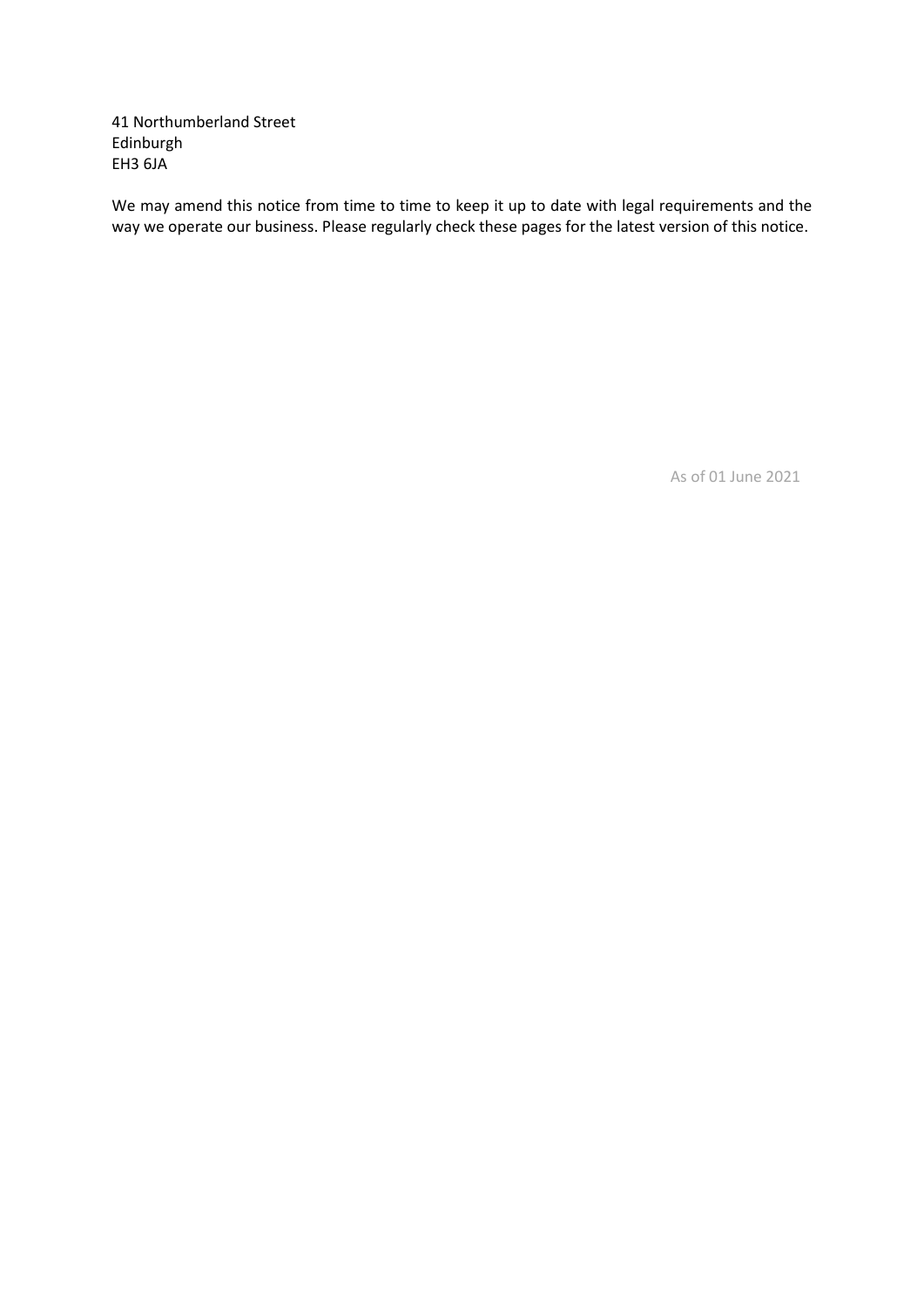41 Northumberland Street
Edinburgh
EH3 6JA

We may amend this notice from time to time to keep it up to date with legal requirements and the way we operate our business. Please regularly check these pages for the latest version of this notice.

As of 01 June 2021